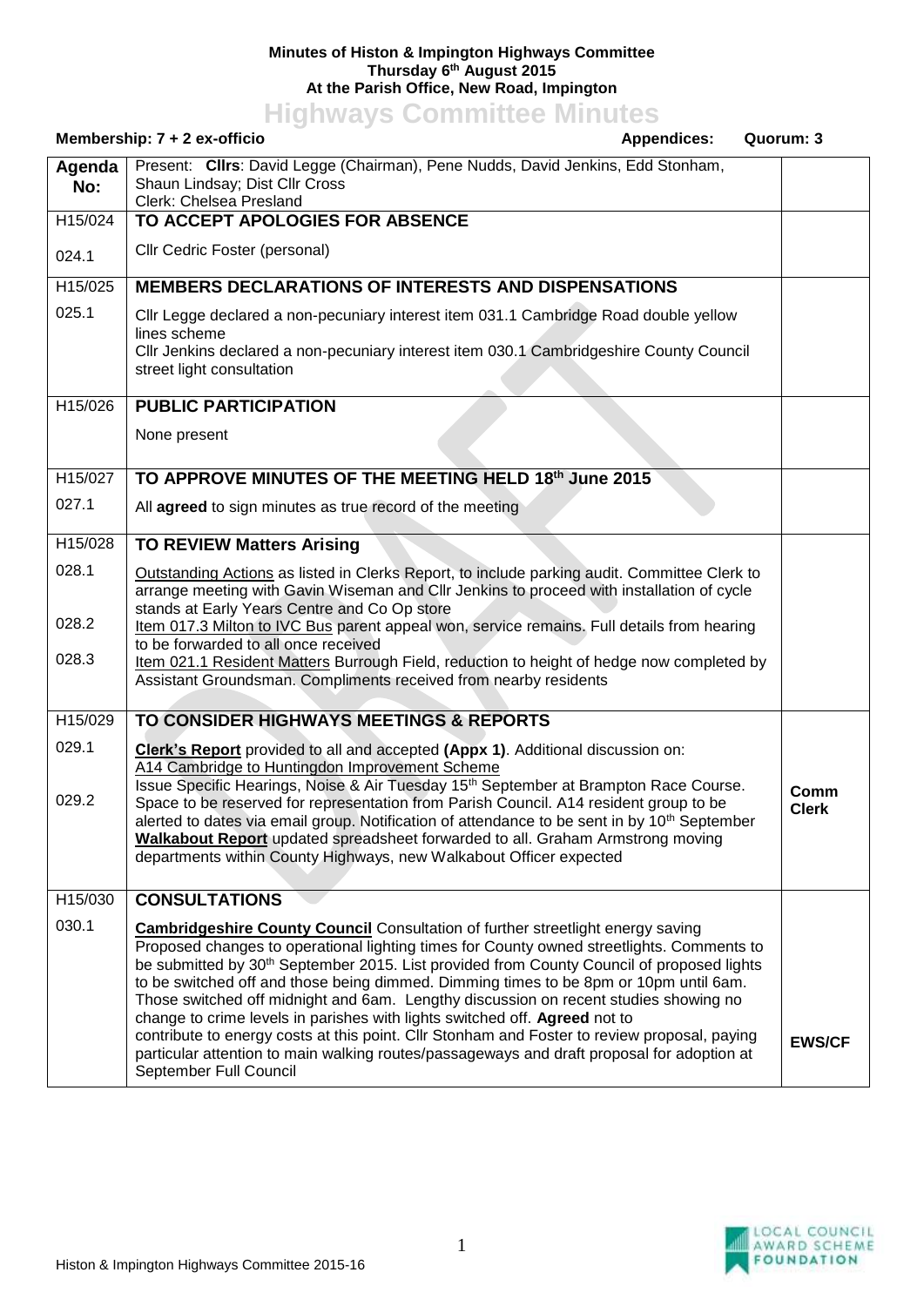**Minutes of Histon & Impington Highways Committee**
**Thursday 6th August 2015**
**At the Parish Office, New Road, Impington**

# Highways Committee Minutes

**Membership: 7 + 2 ex-officio** **Appendices:** **Quorum: 3**

| Agenda No: | Present: **Cllrs**: David Legge (Chairman), Pene Nudds, David Jenkins, Edd Stonham, Shaun Lindsay; Dist Cllr Cross<br>Clerk: Chelsea Presland | |
|---|---|---|
| H15/024 | **TO ACCEPT APOLOGIES FOR ABSENCE** | |
| 024.1 | Cllr Cedric Foster (personal) | |
| H15/025 | **MEMBERS DECLARATIONS OF INTERESTS AND DISPENSATIONS** | |
| 025.1 | Cllr Legge declared a non-pecuniary interest item 031.1 Cambridge Road double yellow lines scheme<br>Cllr Jenkins declared a non-pecuniary interest item 030.1 Cambridgeshire County Council street light consultation | |
| H15/026 | **PUBLIC PARTICIPATION** | |
| | None present | |
| H15/027 | **TO APPROVE MINUTES OF THE MEETING HELD 18th June 2015** | |
| 027.1 | All **agreed** to sign minutes as true record of the meeting | |
| H15/028 | **TO REVIEW Matters Arising** | |
| 028.1 | Outstanding Actions as listed in Clerks Report, to include parking audit. Committee Clerk to arrange meeting with Gavin Wiseman and Cllr Jenkins to proceed with installation of cycle stands at Early Years Centre and Co Op store | |
| 028.2 | Item 017.3 Milton to IVC Bus parent appeal won, service remains. Full details from hearing to be forwarded to all once received | |
| 028.3 | Item 021.1 Resident Matters Burrough Field, reduction to height of hedge now completed by Assistant Groundsman. Compliments received from nearby residents | |
| H15/029 | **TO CONSIDER HIGHWAYS MEETINGS & REPORTS** | |
| 029.1 | **Clerk's Report** provided to all and accepted **(Appx 1)**. Additional discussion on:<br>A14 Cambridge to Huntingdon Improvement Scheme<br>Issue Specific Hearings, Noise & Air Tuesday 15th September at Brampton Race Course. Space to be reserved for representation from Parish Council. A14 resident group to be alerted to dates via email group. Notification of attendance to be sent in by 10th September | **Comm Clerk** |
| 029.2 | **Walkabout Report** updated spreadsheet forwarded to all. Graham Armstrong moving departments within County Highways, new Walkabout Officer expected | |
| H15/030 | **CONSULTATIONS** | |
| 030.1 | **Cambridgeshire County Council** Consultation of further streetlight energy saving<br>Proposed changes to operational lighting times for County owned streetlights. Comments to be submitted by 30th September 2015. List provided from County Council of proposed lights to be switched off and those being dimmed. Dimming times to be 8pm or 10pm until 6am. Those switched off midnight and 6am. Lengthy discussion on recent studies showing no change to crime levels in parishes with lights switched off. **Agreed** not to contribute to energy costs at this point. Cllr Stonham and Foster to review proposal, paying particular attention to main walking routes/passageways and draft proposal for adoption at September Full Council | **EWS/CF** |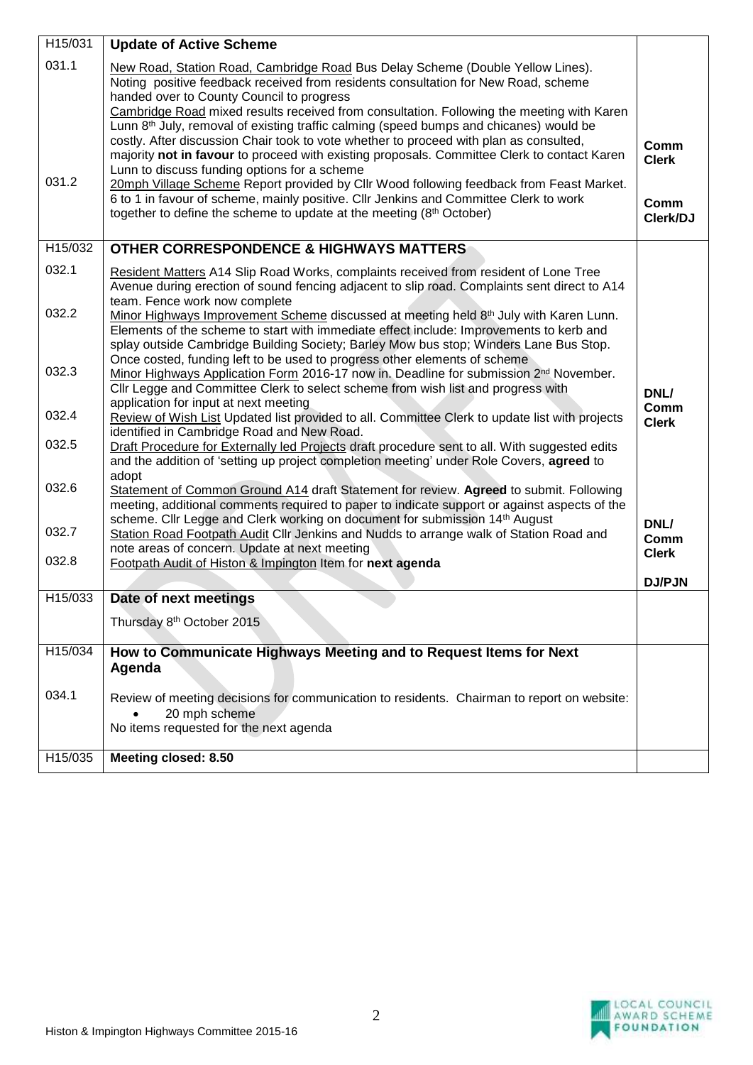| | | |
|---|---|---|
| H15/031 | **Update of Active Scheme** | |
| 031.1 | New Road, Station Road, Cambridge Road Bus Delay Scheme (Double Yellow Lines). Noting positive feedback received from residents consultation for New Road, scheme handed over to County Council to progress<br>Cambridge Road mixed results received from consultation. Following the meeting with Karen Lunn 8th July, removal of existing traffic calming (speed bumps and chicanes) would be costly. After discussion Chair took to vote whether to proceed with plan as consulted, majority **not in favour** to proceed with existing proposals. Committee Clerk to contact Karen Lunn to discuss funding options for a scheme | **Comm Clerk** |
| 031.2 | 20mph Village Scheme Report provided by Cllr Wood following feedback from Feast Market. 6 to 1 in favour of scheme, mainly positive. Cllr Jenkins and Committee Clerk to work together to define the scheme to update at the meeting (8th October) | **Comm Clerk/DJ** |
| H15/032 | **OTHER CORRESPONDENCE & HIGHWAYS MATTERS** | |
| 032.1 | Resident Matters A14 Slip Road Works, complaints received from resident of Lone Tree Avenue during erection of sound fencing adjacent to slip road. Complaints sent direct to A14 team. Fence work now complete | |
| 032.2 | Minor Highways Improvement Scheme discussed at meeting held 8th July with Karen Lunn. Elements of the scheme to start with immediate effect include: Improvements to kerb and splay outside Cambridge Building Society; Barley Mow bus stop; Winders Lane Bus Stop. Once costed, funding left to be used to progress other elements of scheme | |
| 032.3 | Minor Highways Application Form 2016-17 now in. Deadline for submission 2nd November. Cllr Legge and Committee Clerk to select scheme from wish list and progress with application for input at next meeting | **DNL/ Comm Clerk** |
| 032.4 | Review of Wish List Updated list provided to all. Committee Clerk to update list with projects identified in Cambridge Road and New Road. | |
| 032.5 | Draft Procedure for Externally led Projects draft procedure sent to all. With suggested edits and the addition of 'setting up project completion meeting' under Role Covers, **agreed** to adopt | |
| 032.6 | Statement of Common Ground A14 draft Statement for review. **Agreed** to submit. Following meeting, additional comments required to paper to indicate support or against aspects of the scheme. Cllr Legge and Clerk working on document for submission 14th August | **DNL/ Comm Clerk** |
| 032.7 | Station Road Footpath Audit Cllr Jenkins and Nudds to arrange walk of Station Road and note areas of concern. Update at next meeting | |
| 032.8 | Footpath Audit of Histon & Impington Item for **next agenda** | **DJ/PJN** |
| H15/033 | **Date of next meetings**<br>Thursday 8th October 2015 | |
| H15/034 | **How to Communicate Highways Meeting and to Request Items for Next Agenda** | |
| 034.1 | Review of meeting decisions for communication to residents. Chairman to report on website:<br>• 20 mph scheme<br>No items requested for the next agenda | |
| H15/035 | **Meeting closed: 8.50** | |